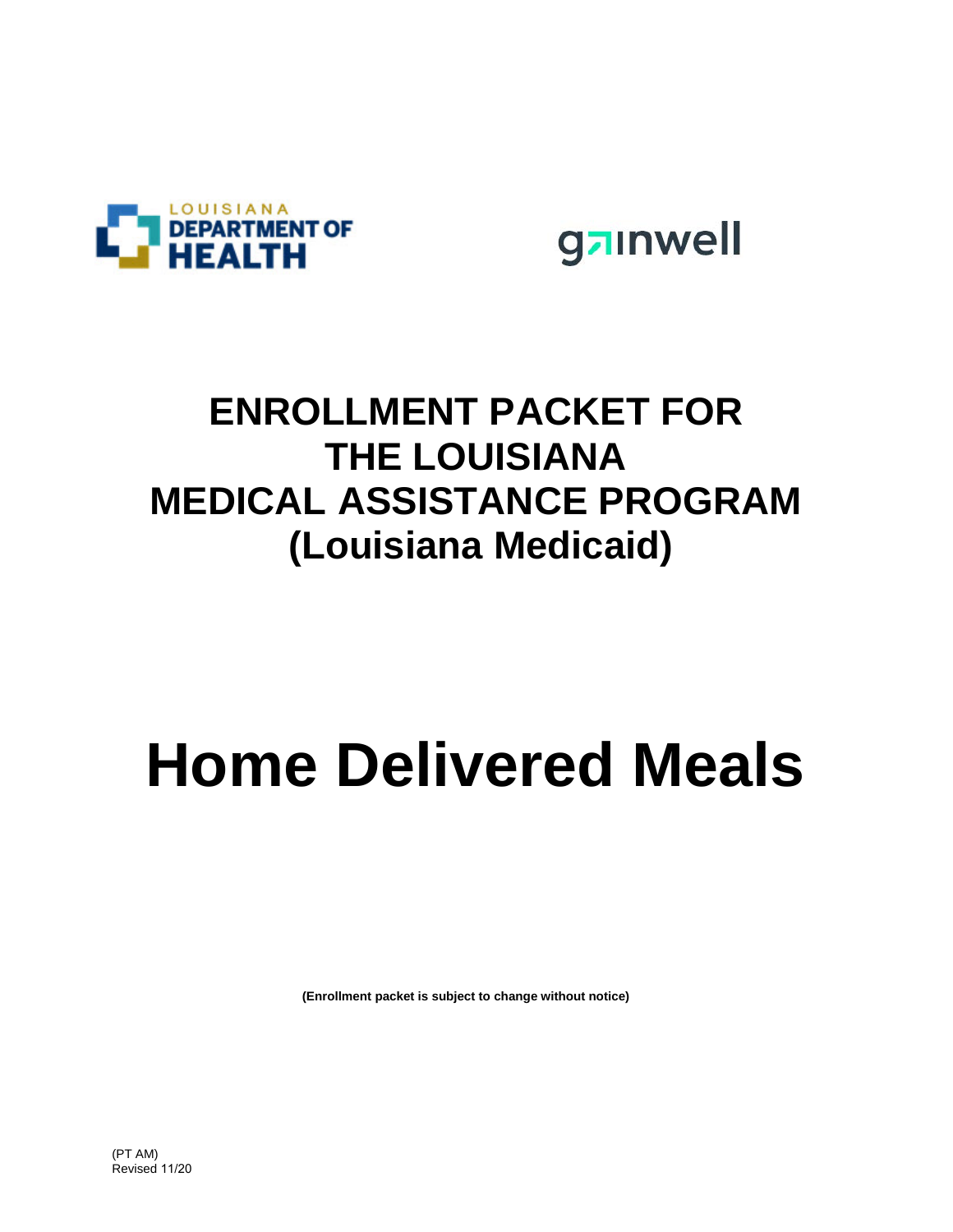LOUISIANA DEPARTMENT OF HEALTH

gainwell

# ENROLLMENT PACKET FOR THE LOUISIANA MEDICAL ASSISTANCE PROGRAM (Louisiana Medicaid)

# Home Delivered Meals

**(Enrollment packet is subject to change without notice)**

(PT AM)
Revised 11/20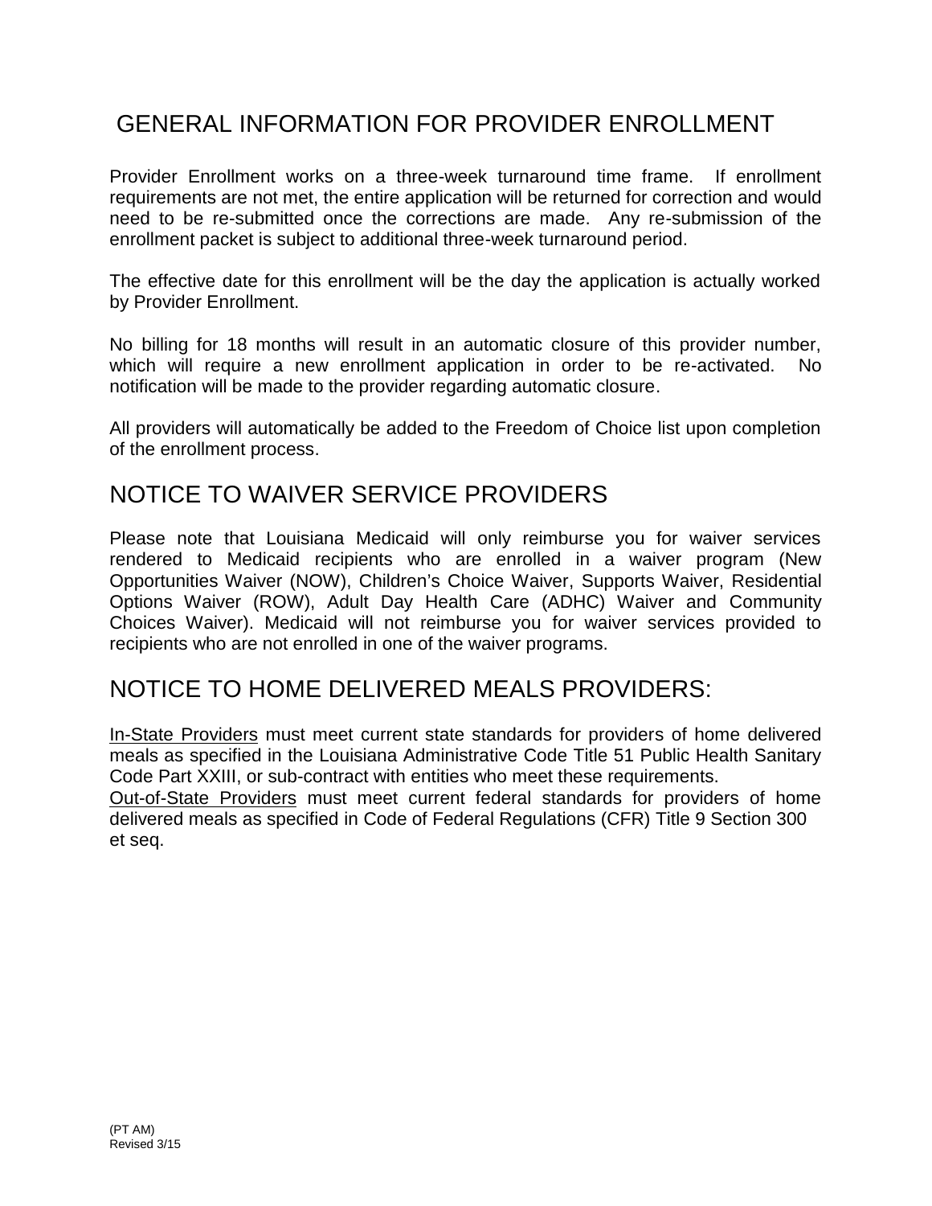# GENERAL INFORMATION FOR PROVIDER ENROLLMENT

Provider Enrollment works on a three-week turnaround time frame. If enrollment requirements are not met, the entire application will be returned for correction and would need to be re-submitted once the corrections are made. Any re-submission of the enrollment packet is subject to additional three-week turnaround period.

The effective date for this enrollment will be the day the application is actually worked by Provider Enrollment.

No billing for 18 months will result in an automatic closure of this provider number, which will require a new enrollment application in order to be re-activated. No notification will be made to the provider regarding automatic closure.

All providers will automatically be added to the Freedom of Choice list upon completion of the enrollment process.

# NOTICE TO WAIVER SERVICE PROVIDERS

Please note that Louisiana Medicaid will only reimburse you for waiver services rendered to Medicaid recipients who are enrolled in a waiver program (New Opportunities Waiver (NOW), Children's Choice Waiver, Supports Waiver, Residential Options Waiver (ROW), Adult Day Health Care (ADHC) Waiver and Community Choices Waiver). Medicaid will not reimburse you for waiver services provided to recipients who are not enrolled in one of the waiver programs.

# NOTICE TO HOME DELIVERED MEALS PROVIDERS:

<u>In-State Providers</u> must meet current state standards for providers of home delivered meals as specified in the Louisiana Administrative Code Title 51 Public Health Sanitary Code Part XXIII, or sub-contract with entities who meet these requirements.

<u>Out-of-State Providers</u> must meet current federal standards for providers of home delivered meals as specified in Code of Federal Regulations (CFR) Title 9 Section 300 et seq.

(PT AM)
Revised 3/15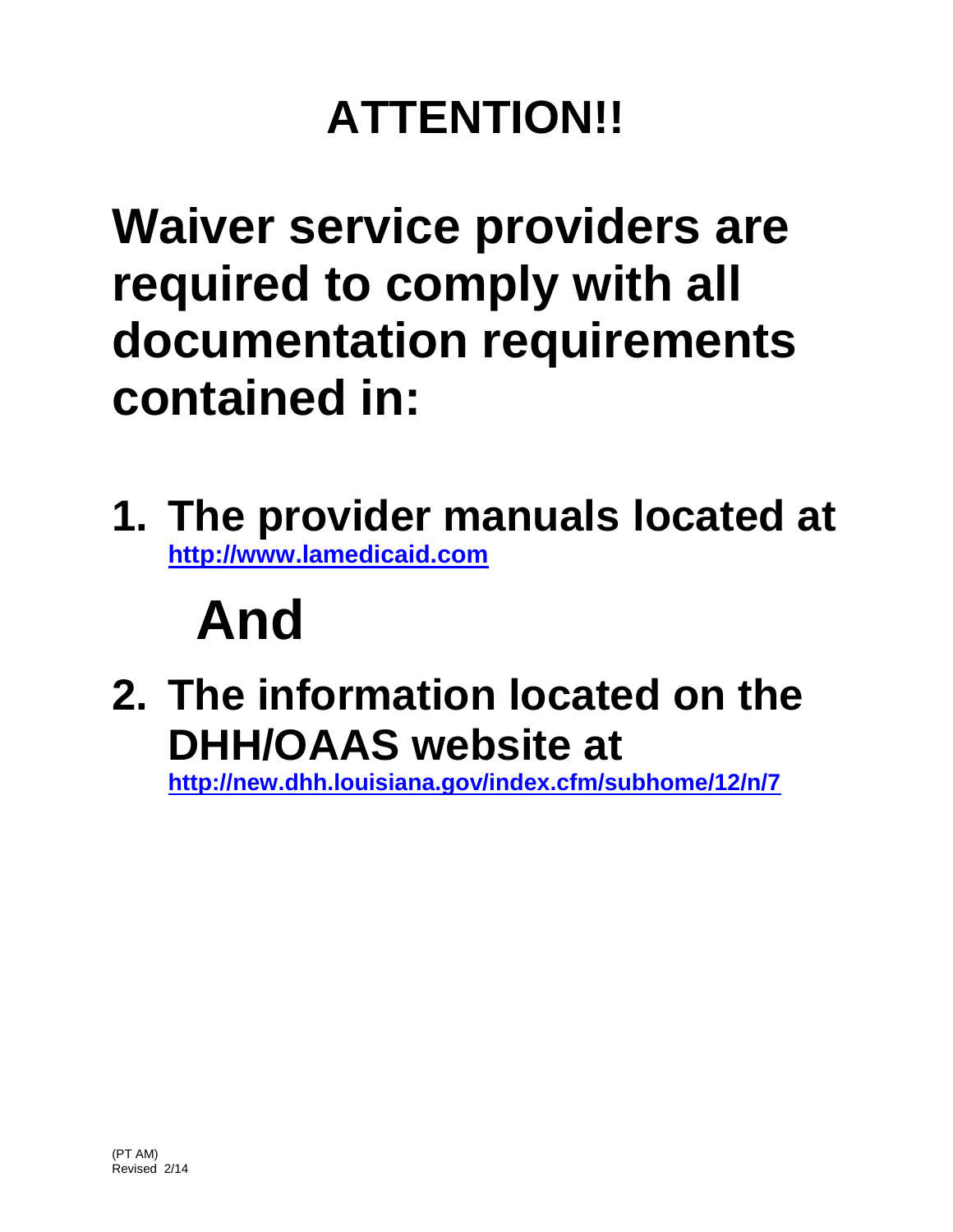# ATTENTION!!

## Waiver service providers are required to comply with all documentation requirements contained in:

1. **The provider manuals located at** [http://www.lamedicaid.com](http://www.lamedicaid.com)

## And

2. **The information located on the DHH/OAAS website at** [http://new.dhh.louisiana.gov/index.cfm/subhome/12/n/7](http://new.dhh.louisiana.gov/index.cfm/subhome/12/n/7)

(PT AM)
Revised 2/14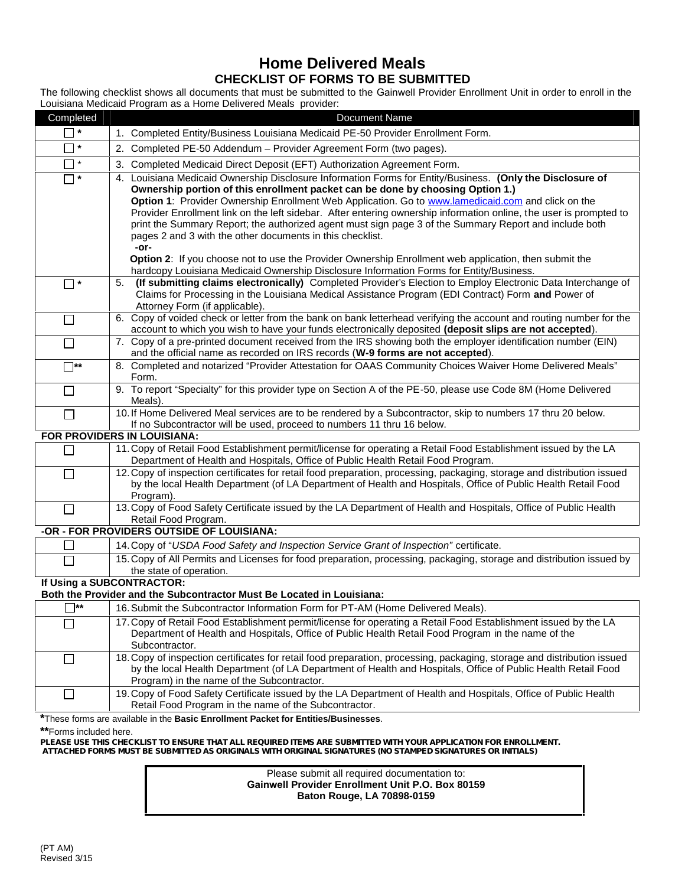# Home Delivered Meals

## CHECKLIST OF FORMS TO BE SUBMITTED

The following checklist shows all documents that must be submitted to the Gainwell Provider Enrollment Unit in order to enroll in the Louisiana Medicaid Program as a Home Delivered Meals provider:

| Completed | Document Name |
|---|---|
| ☐ * | 1. Completed Entity/Business Louisiana Medicaid PE-50 Provider Enrollment Form. |
| ☐ * | 2. Completed PE-50 Addendum – Provider Agreement Form (two pages). |
| ☐ * | 3. Completed Medicaid Direct Deposit (EFT) Authorization Agreement Form. |
| ☐ * | 4. Louisiana Medicaid Ownership Disclosure Information Forms for Entity/Business. **(Only the Disclosure of Ownership portion of this enrollment packet can be done by choosing Option 1.)** **Option 1**: Provider Ownership Enrollment Web Application. Go to www.lamedicaid.com and click on the Provider Enrollment link on the left sidebar. After entering ownership information online, the user is prompted to print the Summary Report; the authorized agent must sign page 3 of the Summary Report and include both pages 2 and 3 with the other documents in this checklist. **-or-** **Option 2**: If you choose not to use the Provider Ownership Enrollment web application, then submit the hardcopy Louisiana Medicaid Ownership Disclosure Information Forms for Entity/Business. |
| ☐ * | 5. **(If submitting claims electronically)** Completed Provider's Election to Employ Electronic Data Interchange of Claims for Processing in the Louisiana Medical Assistance Program (EDI Contract) Form **and** Power of Attorney Form (if applicable). |
| ☐ | 6. Copy of voided check or letter from the bank on bank letterhead verifying the account and routing number for the account to which you wish to have your funds electronically deposited **(deposit slips are not accepted)**. |
| ☐ | 7. Copy of a pre-printed document received from the IRS showing both the employer identification number (EIN) and the official name as recorded on IRS records (**W-9 forms are not accepted**). |
| ☐** | 8. Completed and notarized "Provider Attestation for OAAS Community Choices Waiver Home Delivered Meals" Form. |
| ☐ | 9. To report "Specialty" for this provider type on Section A of the PE-50, please use Code 8M (Home Delivered Meals). |
| ☐ | 10. If Home Delivered Meal services are to be rendered by a Subcontractor, skip to numbers 17 thru 20 below. If no Subcontractor will be used, proceed to numbers 11 thru 16 below. |
| **FOR PROVIDERS IN LOUISIANA:** | |
| ☐ | 11. Copy of Retail Food Establishment permit/license for operating a Retail Food Establishment issued by the LA Department of Health and Hospitals, Office of Public Health Retail Food Program. |
| ☐ | 12. Copy of inspection certificates for retail food preparation, processing, packaging, storage and distribution issued by the local Health Department (of LA Department of Health and Hospitals, Office of Public Health Retail Food Program). |
| ☐ | 13. Copy of Food Safety Certificate issued by the LA Department of Health and Hospitals, Office of Public Health Retail Food Program. |
| **-OR - FOR PROVIDERS OUTSIDE OF LOUISIANA:** | |
| ☐ | 14. Copy of "*USDA Food Safety and Inspection Service Grant of Inspection"* certificate. |
| ☐ | 15. Copy of All Permits and Licenses for food preparation, processing, packaging, storage and distribution issued by the state of operation. |
| **If Using a SUBCONTRACTOR: Both the Provider and the Subcontractor Must Be Located in Louisiana:** | |
| ☐** | 16. Submit the Subcontractor Information Form for PT-AM (Home Delivered Meals). |
| ☐ | 17. Copy of Retail Food Establishment permit/license for operating a Retail Food Establishment issued by the LA Department of Health and Hospitals, Office of Public Health Retail Food Program in the name of the Subcontractor. |
| ☐ | 18. Copy of inspection certificates for retail food preparation, processing, packaging, storage and distribution issued by the local Health Department (of LA Department of Health and Hospitals, Office of Public Health Retail Food Program) in the name of the Subcontractor. |
| ☐ | 19. Copy of Food Safety Certificate issued by the LA Department of Health and Hospitals, Office of Public Health Retail Food Program in the name of the Subcontractor. |

**\***These forms are available in the **Basic Enrollment Packet for Entities/Businesses**.

**\*\***Forms included here.

**PLEASE USE THIS CHECKLIST TO ENSURE THAT ALL REQUIRED ITEMS ARE SUBMITTED WITH YOUR APPLICATION FOR ENROLLMENT. ATTACHED FORMS MUST BE SUBMITTED AS ORIGINALS WITH ORIGINAL SIGNATURES (NO STAMPED SIGNATURES OR INITIALS)**

Please submit all required documentation to:
**Gainwell Provider Enrollment Unit P.O. Box 80159**
**Baton Rouge, LA 70898-0159**

(PT AM)
Revised 3/15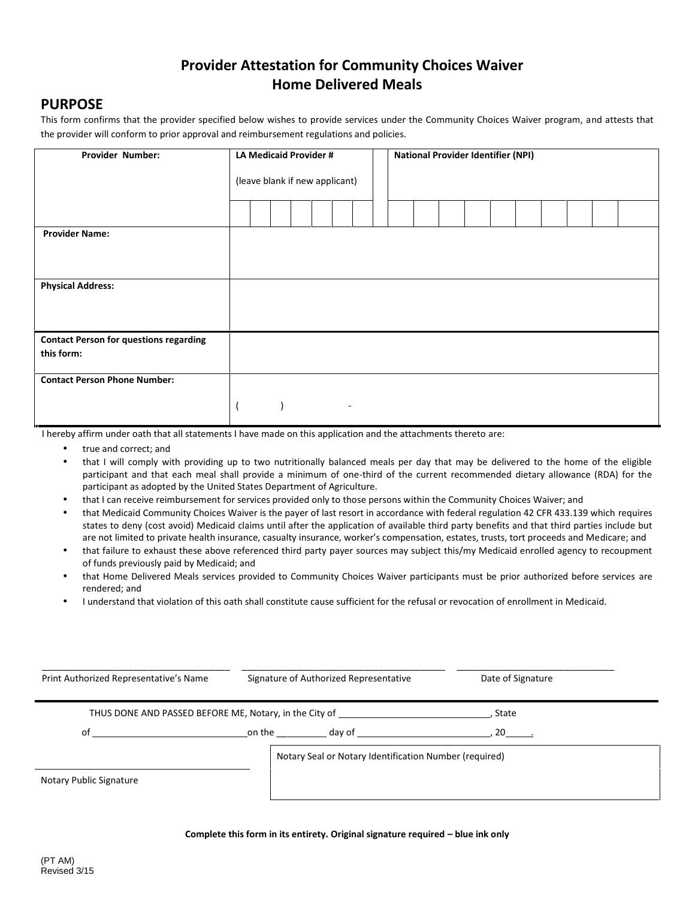# Provider Attestation for Community Choices Waiver Home Delivered Meals

## PURPOSE

This form confirms that the provider specified below wishes to provide services under the Community Choices Waiver program, and attests that the provider will conform to prior approval and reimbursement regulations and policies.

| Provider Number: | LA Medicaid Provider # (leave blank if new applicant) | National Provider Identifier (NPI) |
|---|---|---|
| | | |
| **Provider Name:** | | |
| **Physical Address:** | | |
| **Contact Person for questions regarding this form:** | | |
| **Contact Person Phone Number:** | ( ) - | |

I hereby affirm under oath that all statements I have made on this application and the attachments thereto are:

- true and correct; and
- that I will comply with providing up to two nutritionally balanced meals per day that may be delivered to the home of the eligible participant and that each meal shall provide a minimum of one-third of the current recommended dietary allowance (RDA) for the participant as adopted by the United States Department of Agriculture.
- that I can receive reimbursement for services provided only to those persons within the Community Choices Waiver; and
- that Medicaid Community Choices Waiver is the payer of last resort in accordance with federal regulation 42 CFR 433.139 which requires states to deny (cost avoid) Medicaid claims until after the application of available third party benefits and that third parties include but are not limited to private health insurance, casualty insurance, worker's compensation, estates, trusts, tort proceeds and Medicare; and
- that failure to exhaust these above referenced third party payer sources may subject this/my Medicaid enrolled agency to recoupment of funds previously paid by Medicaid; and
- that Home Delivered Meals services provided to Community Choices Waiver participants must be prior authorized before services are rendered; and
- I understand that violation of this oath shall constitute cause sufficient for the refusal or revocation of enrollment in Medicaid.

_______________________________ _______________________________ _______________________________

Print Authorized Representative's Name Signature of Authorized Representative Date of Signature

THUS DONE AND PASSED BEFORE ME, Notary, in the City of ____________________, State of ____________________ on the ________ day of ____________________, 20_____.

_______________________________

Notary Public Signature

Notary Seal or Notary Identification Number (required)

**Complete this form in its entirety. Original signature required – blue ink only**

(PT AM)
Revised 3/15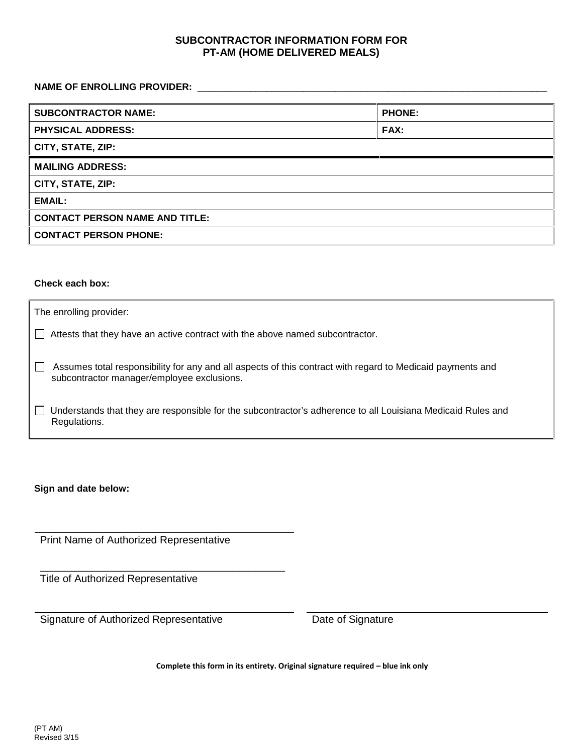# SUBCONTRACTOR INFORMATION FORM FOR PT-AM (HOME DELIVERED MEALS)

**NAME OF ENROLLING PROVIDER:** ____________________________________________________________________

| | |
|---|---|
| **SUBCONTRACTOR NAME:** | **PHONE:** |
| **PHYSICAL ADDRESS:** | **FAX:** |
| **CITY, STATE, ZIP:** | |
| **MAILING ADDRESS:** | |
| **CITY, STATE, ZIP:** | |
| **EMAIL:** | |
| **CONTACT PERSON NAME AND TITLE:** | |
| **CONTACT PERSON PHONE:** | |

**Check each box:**

The enrolling provider:

- ☐ Attests that they have an active contract with the above named subcontractor.
- ☐ Assumes total responsibility for any and all aspects of this contract with regard to Medicaid payments and subcontractor manager/employee exclusions.
- ☐ Understands that they are responsible for the subcontractor's adherence to all Louisiana Medicaid Rules and Regulations.

**Sign and date below:**

______________________________________________
Print Name of Authorized Representative

______________________________________________
Title of Authorized Representative

______________________________________________ ______________________________________________
Signature of Authorized Representative Date of Signature

**Complete this form in its entirety. Original signature required – blue ink only**

(PT AM)
Revised 3/15